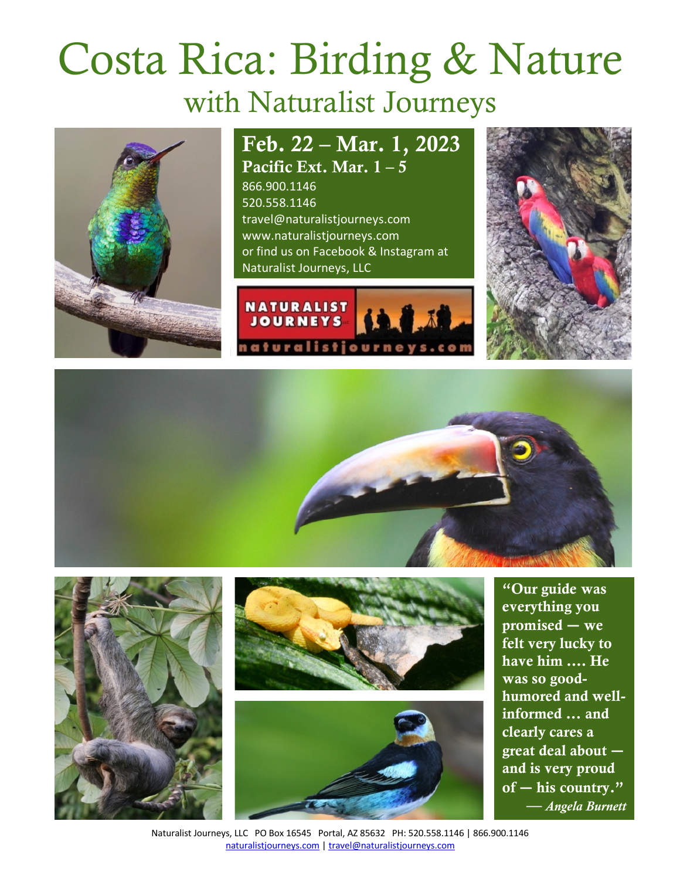# Costa Rica: Birding & Nature

## with Naturalist Journeys

**Feb. 22 – Mar. 1, 2023**

**Pacific Ext. Mar. 1 – 5**

866.900.1146

520.558.1146

travel@naturalistjourneys.com

www.naturalistjourneys.com

or find us on Facebook & Instagram at Naturalist Journeys, LLC

**"Our guide was everything you promised — we felt very lucky to have him .... He was so good-humored and well-informed … and clearly cares a great deal about — and is very proud of — his country."**

— *Angela Burnett*

Naturalist Journeys, LLC PO Box 16545 Portal, AZ 85632 PH: 520.558.1146 | 866.900.1146

naturalistjourneys.com | travel@naturalistjourneys.com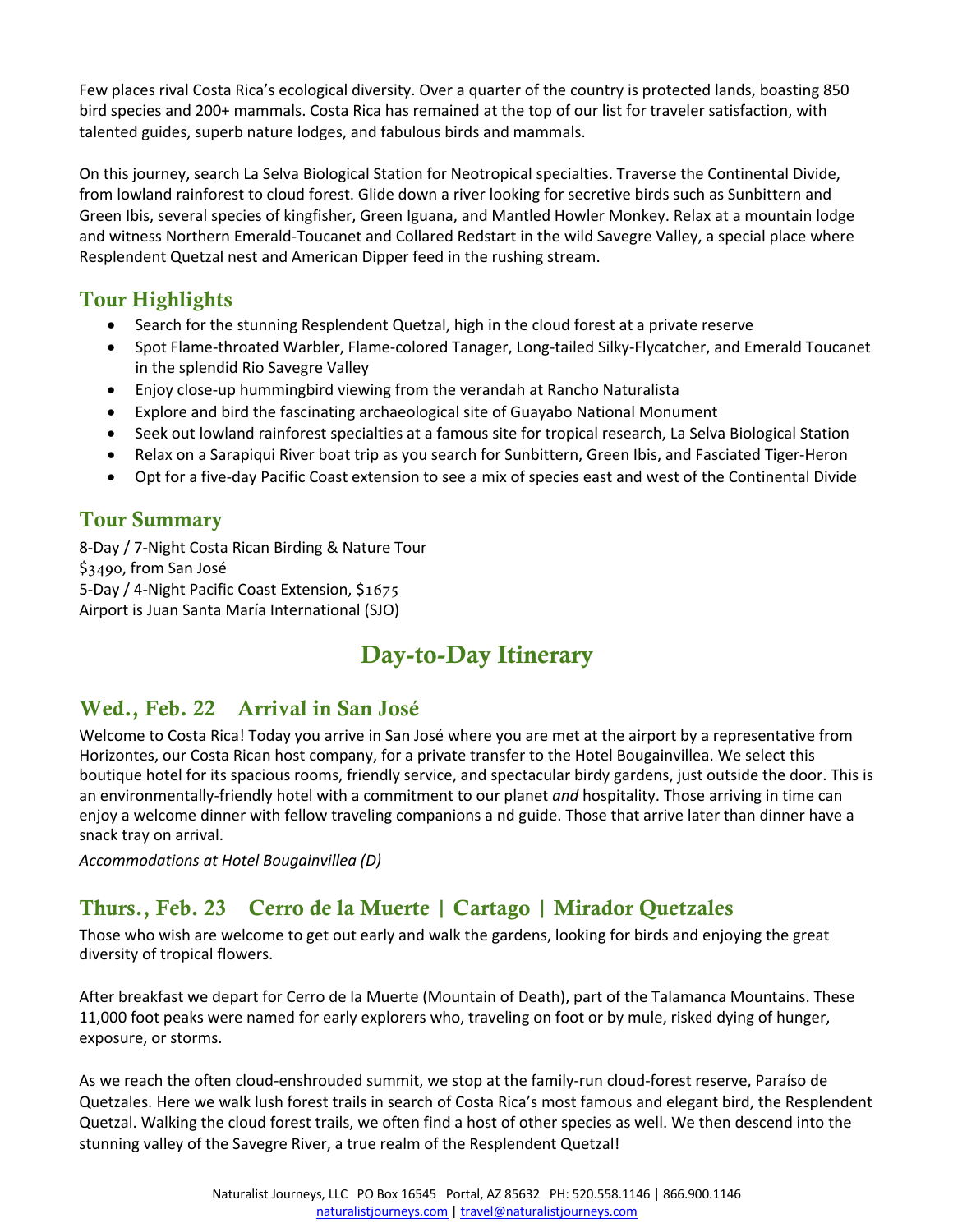Few places rival Costa Rica's ecological diversity. Over a quarter of the country is protected lands, boasting 850 bird species and 200+ mammals. Costa Rica has remained at the top of our list for traveler satisfaction, with talented guides, superb nature lodges, and fabulous birds and mammals.

On this journey, search La Selva Biological Station for Neotropical specialties. Traverse the Continental Divide, from lowland rainforest to cloud forest. Glide down a river looking for secretive birds such as Sunbittern and Green Ibis, several species of kingfisher, Green Iguana, and Mantled Howler Monkey. Relax at a mountain lodge and witness Northern Emerald-Toucanet and Collared Redstart in the wild Savegre Valley, a special place where Resplendent Quetzal nest and American Dipper feed in the rushing stream.

## Tour Highlights

- Search for the stunning Resplendent Quetzal, high in the cloud forest at a private reserve
- Spot Flame-throated Warbler, Flame-colored Tanager, Long-tailed Silky-Flycatcher, and Emerald Toucanet in the splendid Rio Savegre Valley
- Enjoy close-up hummingbird viewing from the verandah at Rancho Naturalista
- Explore and bird the fascinating archaeological site of Guayabo National Monument
- Seek out lowland rainforest specialties at a famous site for tropical research, La Selva Biological Station
- Relax on a Sarapiqui River boat trip as you search for Sunbittern, Green Ibis, and Fasciated Tiger-Heron
- Opt for a five-day Pacific Coast extension to see a mix of species east and west of the Continental Divide

## Tour Summary

8-Day / 7-Night Costa Rican Birding & Nature Tour
$3490, from San José
5-Day / 4-Night Pacific Coast Extension, $1675
Airport is Juan Santa María International (SJO)

# Day-to-Day Itinerary

## Wed., Feb. 22 Arrival in San José

Welcome to Costa Rica! Today you arrive in San José where you are met at the airport by a representative from Horizontes, our Costa Rican host company, for a private transfer to the Hotel Bougainvillea. We select this boutique hotel for its spacious rooms, friendly service, and spectacular birdy gardens, just outside the door. This is an environmentally-friendly hotel with a commitment to our planet *and* hospitality. Those arriving in time can enjoy a welcome dinner with fellow traveling companions a nd guide. Those that arrive later than dinner have a snack tray on arrival.

*Accommodations at Hotel Bougainvillea (D)*

## Thurs., Feb. 23 Cerro de la Muerte | Cartago | Mirador Quetzales

Those who wish are welcome to get out early and walk the gardens, looking for birds and enjoying the great diversity of tropical flowers.

After breakfast we depart for Cerro de la Muerte (Mountain of Death), part of the Talamanca Mountains. These 11,000 foot peaks were named for early explorers who, traveling on foot or by mule, risked dying of hunger, exposure, or storms.

As we reach the often cloud-enshrouded summit, we stop at the family-run cloud-forest reserve, Paraíso de Quetzales. Here we walk lush forest trails in search of Costa Rica's most famous and elegant bird, the Resplendent Quetzal. Walking the cloud forest trails, we often find a host of other species as well. We then descend into the stunning valley of the Savegre River, a true realm of the Resplendent Quetzal!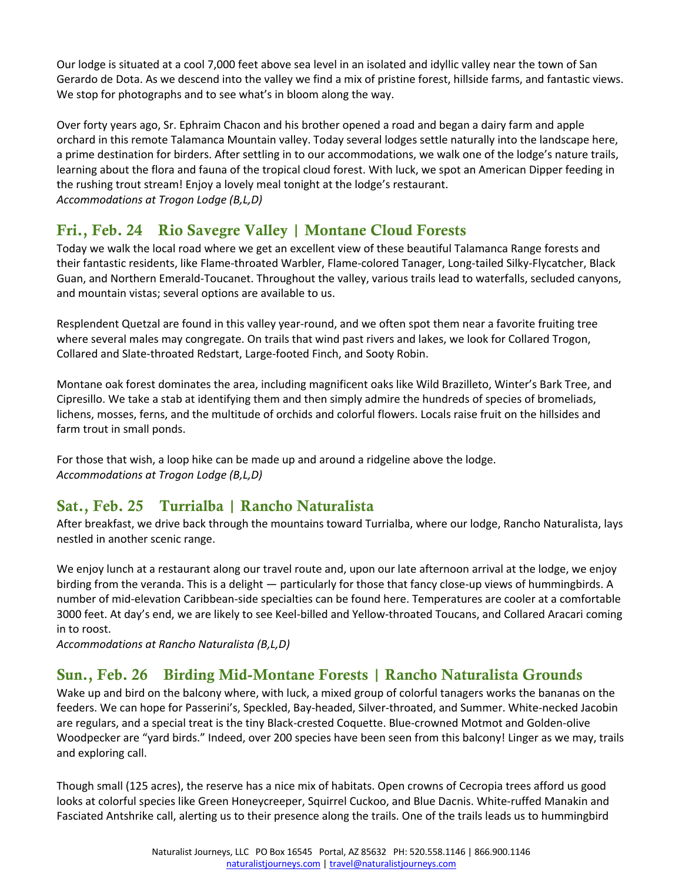Our lodge is situated at a cool 7,000 feet above sea level in an isolated and idyllic valley near the town of San Gerardo de Dota. As we descend into the valley we find a mix of pristine forest, hillside farms, and fantastic views. We stop for photographs and to see what's in bloom along the way.

Over forty years ago, Sr. Ephraim Chacon and his brother opened a road and began a dairy farm and apple orchard in this remote Talamanca Mountain valley. Today several lodges settle naturally into the landscape here, a prime destination for birders. After settling in to our accommodations, we walk one of the lodge's nature trails, learning about the flora and fauna of the tropical cloud forest. With luck, we spot an American Dipper feeding in the rushing trout stream! Enjoy a lovely meal tonight at the lodge's restaurant.
*Accommodations at Trogon Lodge (B,L,D)*

## Fri., Feb. 24 Rio Savegre Valley | Montane Cloud Forests

Today we walk the local road where we get an excellent view of these beautiful Talamanca Range forests and their fantastic residents, like Flame-throated Warbler, Flame-colored Tanager, Long-tailed Silky-Flycatcher, Black Guan, and Northern Emerald-Toucanet. Throughout the valley, various trails lead to waterfalls, secluded canyons, and mountain vistas; several options are available to us.

Resplendent Quetzal are found in this valley year-round, and we often spot them near a favorite fruiting tree where several males may congregate. On trails that wind past rivers and lakes, we look for Collared Trogon, Collared and Slate-throated Redstart, Large-footed Finch, and Sooty Robin.

Montane oak forest dominates the area, including magnificent oaks like Wild Brazilleto, Winter's Bark Tree, and Cipresillo. We take a stab at identifying them and then simply admire the hundreds of species of bromeliads, lichens, mosses, ferns, and the multitude of orchids and colorful flowers. Locals raise fruit on the hillsides and farm trout in small ponds.

For those that wish, a loop hike can be made up and around a ridgeline above the lodge.
*Accommodations at Trogon Lodge (B,L,D)*

## Sat., Feb. 25 Turrialba | Rancho Naturalista

After breakfast, we drive back through the mountains toward Turrialba, where our lodge, Rancho Naturalista, lays nestled in another scenic range.

We enjoy lunch at a restaurant along our travel route and, upon our late afternoon arrival at the lodge, we enjoy birding from the veranda. This is a delight — particularly for those that fancy close-up views of hummingbirds. A number of mid-elevation Caribbean-side specialties can be found here. Temperatures are cooler at a comfortable 3000 feet. At day's end, we are likely to see Keel-billed and Yellow-throated Toucans, and Collared Aracari coming in to roost.
*Accommodations at Rancho Naturalista (B,L,D)*

## Sun., Feb. 26 Birding Mid-Montane Forests | Rancho Naturalista Grounds

Wake up and bird on the balcony where, with luck, a mixed group of colorful tanagers works the bananas on the feeders. We can hope for Passerini's, Speckled, Bay-headed, Silver-throated, and Summer. White-necked Jacobin are regulars, and a special treat is the tiny Black-crested Coquette. Blue-crowned Motmot and Golden-olive Woodpecker are "yard birds." Indeed, over 200 species have been seen from this balcony! Linger as we may, trails and exploring call.

Though small (125 acres), the reserve has a nice mix of habitats. Open crowns of Cecropia trees afford us good looks at colorful species like Green Honeycreeper, Squirrel Cuckoo, and Blue Dacnis. White-ruffed Manakin and Fasciated Antshrike call, alerting us to their presence along the trails. One of the trails leads us to hummingbird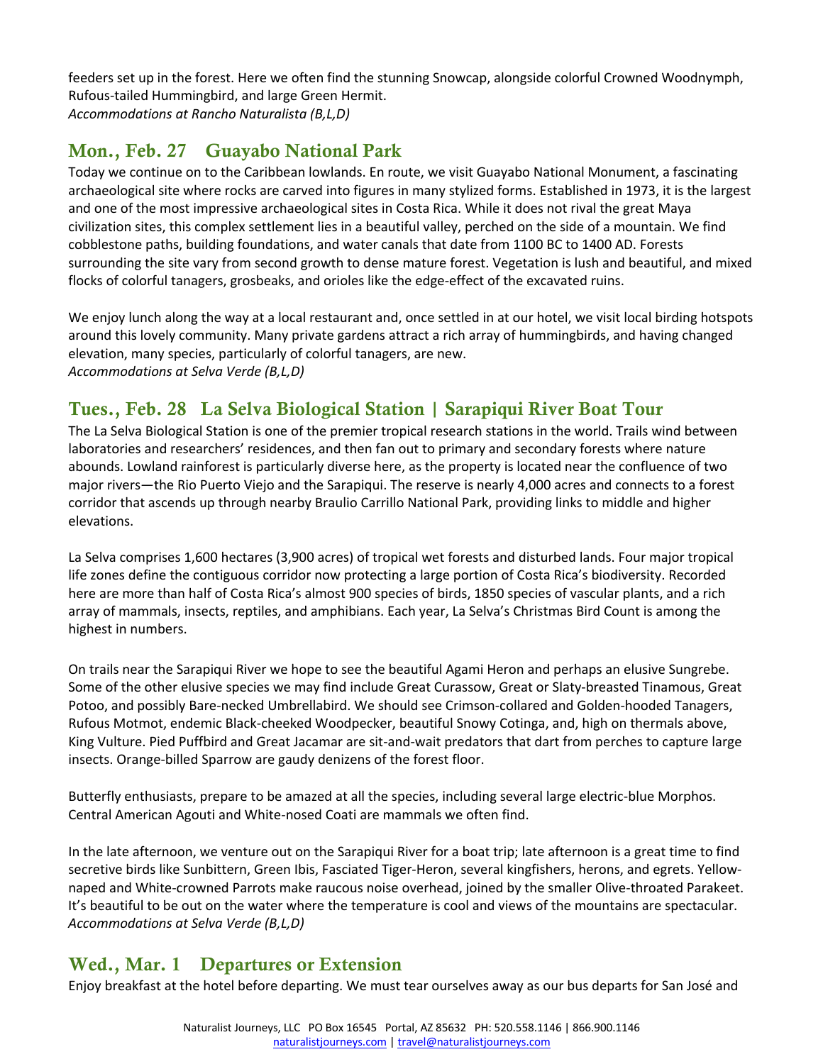feeders set up in the forest. Here we often find the stunning Snowcap, alongside colorful Crowned Woodnymph, Rufous-tailed Hummingbird, and large Green Hermit.
*Accommodations at Rancho Naturalista (B,L,D)*

## Mon., Feb. 27 Guayabo National Park

Today we continue on to the Caribbean lowlands. En route, we visit Guayabo National Monument, a fascinating archaeological site where rocks are carved into figures in many stylized forms. Established in 1973, it is the largest and one of the most impressive archaeological sites in Costa Rica. While it does not rival the great Maya civilization sites, this complex settlement lies in a beautiful valley, perched on the side of a mountain. We find cobblestone paths, building foundations, and water canals that date from 1100 BC to 1400 AD. Forests surrounding the site vary from second growth to dense mature forest. Vegetation is lush and beautiful, and mixed flocks of colorful tanagers, grosbeaks, and orioles like the edge-effect of the excavated ruins.

We enjoy lunch along the way at a local restaurant and, once settled in at our hotel, we visit local birding hotspots around this lovely community. Many private gardens attract a rich array of hummingbirds, and having changed elevation, many species, particularly of colorful tanagers, are new.
*Accommodations at Selva Verde (B,L,D)*

## Tues., Feb. 28 La Selva Biological Station | Sarapiqui River Boat Tour

The La Selva Biological Station is one of the premier tropical research stations in the world. Trails wind between laboratories and researchers' residences, and then fan out to primary and secondary forests where nature abounds. Lowland rainforest is particularly diverse here, as the property is located near the confluence of two major rivers—the Rio Puerto Viejo and the Sarapiqui. The reserve is nearly 4,000 acres and connects to a forest corridor that ascends up through nearby Braulio Carrillo National Park, providing links to middle and higher elevations.

La Selva comprises 1,600 hectares (3,900 acres) of tropical wet forests and disturbed lands. Four major tropical life zones define the contiguous corridor now protecting a large portion of Costa Rica's biodiversity. Recorded here are more than half of Costa Rica's almost 900 species of birds, 1850 species of vascular plants, and a rich array of mammals, insects, reptiles, and amphibians. Each year, La Selva's Christmas Bird Count is among the highest in numbers.

On trails near the Sarapiqui River we hope to see the beautiful Agami Heron and perhaps an elusive Sungrebe. Some of the other elusive species we may find include Great Curassow, Great or Slaty-breasted Tinamous, Great Potoo, and possibly Bare-necked Umbrellabird. We should see Crimson-collared and Golden-hooded Tanagers, Rufous Motmot, endemic Black-cheeked Woodpecker, beautiful Snowy Cotinga, and, high on thermals above, King Vulture. Pied Puffbird and Great Jacamar are sit-and-wait predators that dart from perches to capture large insects. Orange-billed Sparrow are gaudy denizens of the forest floor.

Butterfly enthusiasts, prepare to be amazed at all the species, including several large electric-blue Morphos. Central American Agouti and White-nosed Coati are mammals we often find.

In the late afternoon, we venture out on the Sarapiqui River for a boat trip; late afternoon is a great time to find secretive birds like Sunbittern, Green Ibis, Fasciated Tiger-Heron, several kingfishers, herons, and egrets. Yellow-naped and White-crowned Parrots make raucous noise overhead, joined by the smaller Olive-throated Parakeet. It's beautiful to be out on the water where the temperature is cool and views of the mountains are spectacular.
*Accommodations at Selva Verde (B,L,D)*

## Wed., Mar. 1 Departures or Extension

Enjoy breakfast at the hotel before departing. We must tear ourselves away as our bus departs for San José and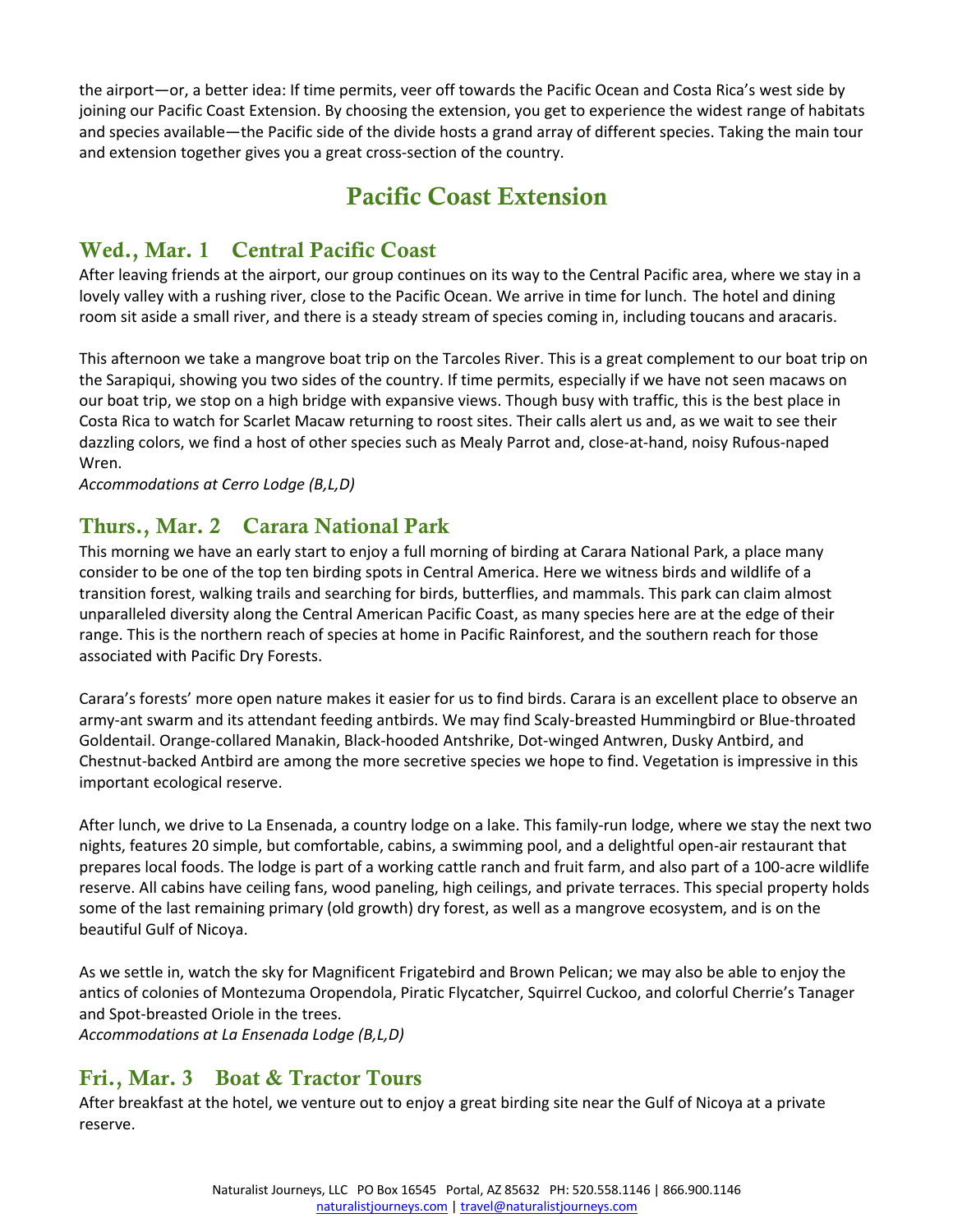the airport—or, a better idea: If time permits, veer off towards the Pacific Ocean and Costa Rica's west side by joining our Pacific Coast Extension. By choosing the extension, you get to experience the widest range of habitats and species available—the Pacific side of the divide hosts a grand array of different species. Taking the main tour and extension together gives you a great cross-section of the country.

# Pacific Coast Extension

## Wed., Mar. 1    Central Pacific Coast

After leaving friends at the airport, our group continues on its way to the Central Pacific area, where we stay in a lovely valley with a rushing river, close to the Pacific Ocean. We arrive in time for lunch. The hotel and dining room sit aside a small river, and there is a steady stream of species coming in, including toucans and aracaris.

This afternoon we take a mangrove boat trip on the Tarcoles River. This is a great complement to our boat trip on the Sarapiqui, showing you two sides of the country. If time permits, especially if we have not seen macaws on our boat trip, we stop on a high bridge with expansive views. Though busy with traffic, this is the best place in Costa Rica to watch for Scarlet Macaw returning to roost sites. Their calls alert us and, as we wait to see their dazzling colors, we find a host of other species such as Mealy Parrot and, close-at-hand, noisy Rufous-naped Wren.

*Accommodations at Cerro Lodge (B,L,D)*

## Thurs., Mar. 2    Carara National Park

This morning we have an early start to enjoy a full morning of birding at Carara National Park, a place many consider to be one of the top ten birding spots in Central America. Here we witness birds and wildlife of a transition forest, walking trails and searching for birds, butterflies, and mammals. This park can claim almost unparalleled diversity along the Central American Pacific Coast, as many species here are at the edge of their range. This is the northern reach of species at home in Pacific Rainforest, and the southern reach for those associated with Pacific Dry Forests.

Carara's forests' more open nature makes it easier for us to find birds. Carara is an excellent place to observe an army-ant swarm and its attendant feeding antbirds. We may find Scaly-breasted Hummingbird or Blue-throated Goldentail. Orange-collared Manakin, Black-hooded Antshrike, Dot-winged Antwren, Dusky Antbird, and Chestnut-backed Antbird are among the more secretive species we hope to find. Vegetation is impressive in this important ecological reserve.

After lunch, we drive to La Ensenada, a country lodge on a lake. This family-run lodge, where we stay the next two nights, features 20 simple, but comfortable, cabins, a swimming pool, and a delightful open-air restaurant that prepares local foods. The lodge is part of a working cattle ranch and fruit farm, and also part of a 100-acre wildlife reserve. All cabins have ceiling fans, wood paneling, high ceilings, and private terraces. This special property holds some of the last remaining primary (old growth) dry forest, as well as a mangrove ecosystem, and is on the beautiful Gulf of Nicoya.

As we settle in, watch the sky for Magnificent Frigatebird and Brown Pelican; we may also be able to enjoy the antics of colonies of Montezuma Oropendola, Piratic Flycatcher, Squirrel Cuckoo, and colorful Cherrie's Tanager and Spot-breasted Oriole in the trees.

*Accommodations at La Ensenada Lodge (B,L,D)*

## Fri., Mar. 3    Boat & Tractor Tours

After breakfast at the hotel, we venture out to enjoy a great birding site near the Gulf of Nicoya at a private reserve.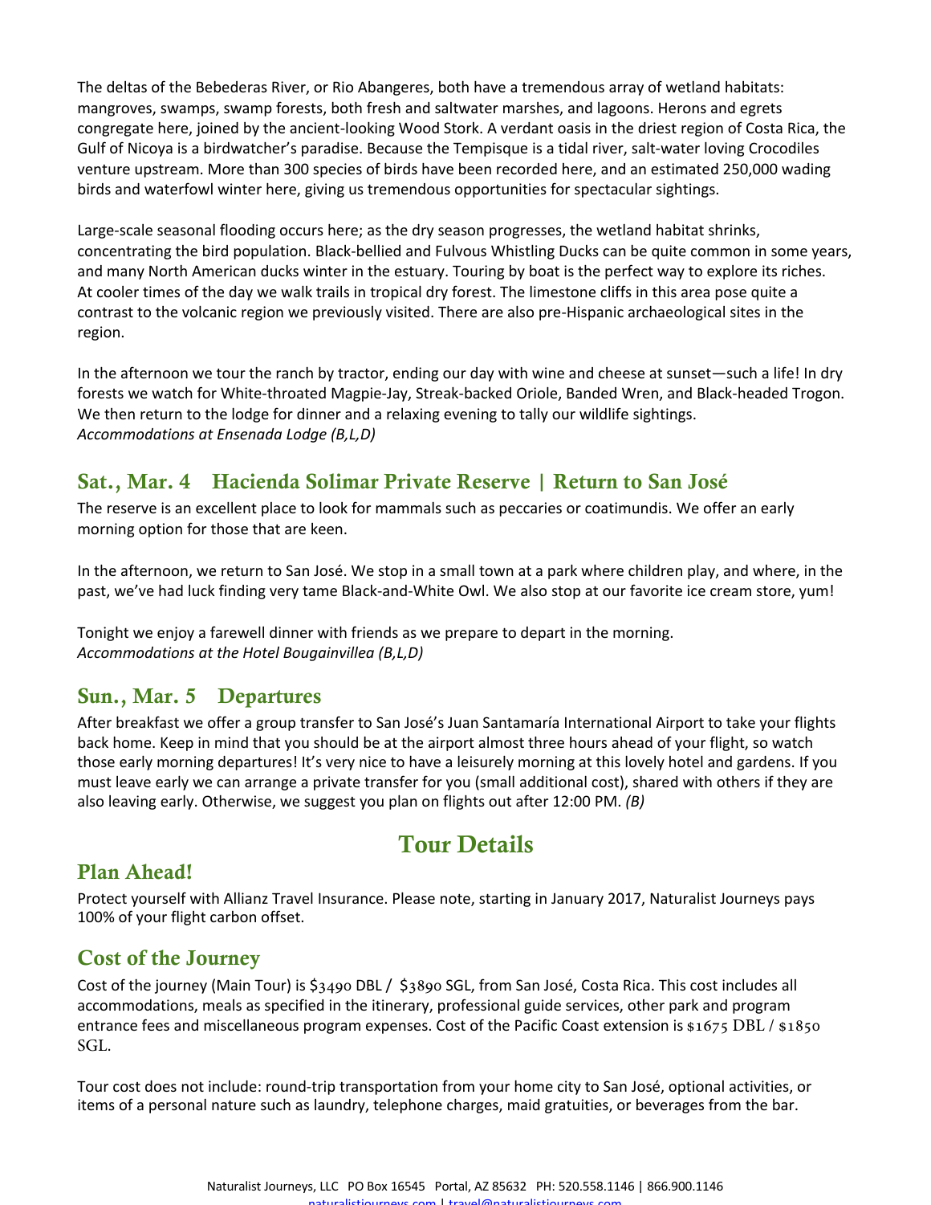The deltas of the Bebederas River, or Rio Abangeres, both have a tremendous array of wetland habitats: mangroves, swamps, swamp forests, both fresh and saltwater marshes, and lagoons. Herons and egrets congregate here, joined by the ancient-looking Wood Stork. A verdant oasis in the driest region of Costa Rica, the Gulf of Nicoya is a birdwatcher's paradise. Because the Tempisque is a tidal river, salt-water loving Crocodiles venture upstream. More than 300 species of birds have been recorded here, and an estimated 250,000 wading birds and waterfowl winter here, giving us tremendous opportunities for spectacular sightings.

Large-scale seasonal flooding occurs here; as the dry season progresses, the wetland habitat shrinks, concentrating the bird population. Black-bellied and Fulvous Whistling Ducks can be quite common in some years, and many North American ducks winter in the estuary. Touring by boat is the perfect way to explore its riches. At cooler times of the day we walk trails in tropical dry forest. The limestone cliffs in this area pose quite a contrast to the volcanic region we previously visited. There are also pre-Hispanic archaeological sites in the region.

In the afternoon we tour the ranch by tractor, ending our day with wine and cheese at sunset—such a life! In dry forests we watch for White-throated Magpie-Jay, Streak-backed Oriole, Banded Wren, and Black-headed Trogon. We then return to the lodge for dinner and a relaxing evening to tally our wildlife sightings.
*Accommodations at Ensenada Lodge (B,L,D)*

## Sat., Mar. 4 Hacienda Solimar Private Reserve | Return to San José

The reserve is an excellent place to look for mammals such as peccaries or coatimundis. We offer an early morning option for those that are keen.

In the afternoon, we return to San José. We stop in a small town at a park where children play, and where, in the past, we've had luck finding very tame Black-and-White Owl. We also stop at our favorite ice cream store, yum!

Tonight we enjoy a farewell dinner with friends as we prepare to depart in the morning.
*Accommodations at the Hotel Bougainvillea (B,L,D)*

## Sun., Mar. 5 Departures

After breakfast we offer a group transfer to San José's Juan Santamaría International Airport to take your flights back home. Keep in mind that you should be at the airport almost three hours ahead of your flight, so watch those early morning departures! It's very nice to have a leisurely morning at this lovely hotel and gardens. If you must leave early we can arrange a private transfer for you (small additional cost), shared with others if they are also leaving early. Otherwise, we suggest you plan on flights out after 12:00 PM. *(B)*

# Tour Details

## Plan Ahead!

Protect yourself with Allianz Travel Insurance. Please note, starting in January 2017, Naturalist Journeys pays 100% of your flight carbon offset.

## Cost of the Journey

Cost of the journey (Main Tour) is $3490 DBL / $3890 SGL, from San José, Costa Rica. This cost includes all accommodations, meals as specified in the itinerary, professional guide services, other park and program entrance fees and miscellaneous program expenses. Cost of the Pacific Coast extension is $1675 DBL / $1850 SGL.

Tour cost does not include: round-trip transportation from your home city to San José, optional activities, or items of a personal nature such as laundry, telephone charges, maid gratuities, or beverages from the bar.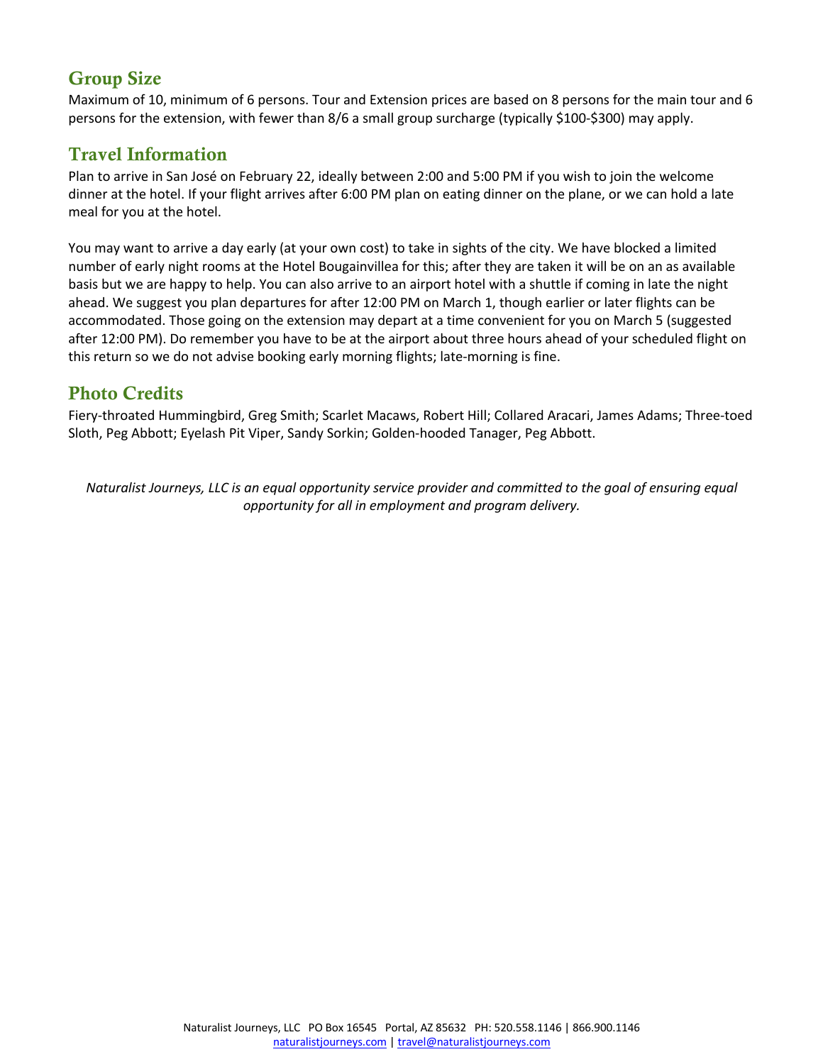## Group Size

Maximum of 10, minimum of 6 persons. Tour and Extension prices are based on 8 persons for the main tour and 6 persons for the extension, with fewer than 8/6 a small group surcharge (typically $100-$300) may apply.

## Travel Information

Plan to arrive in San José on February 22, ideally between 2:00 and 5:00 PM if you wish to join the welcome dinner at the hotel. If your flight arrives after 6:00 PM plan on eating dinner on the plane, or we can hold a late meal for you at the hotel.

You may want to arrive a day early (at your own cost) to take in sights of the city. We have blocked a limited number of early night rooms at the Hotel Bougainvillea for this; after they are taken it will be on an as available basis but we are happy to help. You can also arrive to an airport hotel with a shuttle if coming in late the night ahead. We suggest you plan departures for after 12:00 PM on March 1, though earlier or later flights can be accommodated. Those going on the extension may depart at a time convenient for you on March 5 (suggested after 12:00 PM). Do remember you have to be at the airport about three hours ahead of your scheduled flight on this return so we do not advise booking early morning flights; late-morning is fine.

## Photo Credits

Fiery-throated Hummingbird, Greg Smith; Scarlet Macaws, Robert Hill; Collared Aracari, James Adams; Three-toed Sloth, Peg Abbott; Eyelash Pit Viper, Sandy Sorkin; Golden-hooded Tanager, Peg Abbott.

*Naturalist Journeys, LLC is an equal opportunity service provider and committed to the goal of ensuring equal opportunity for all in employment and program delivery.*

Naturalist Journeys, LLC PO Box 16545 Portal, AZ 85632 PH: 520.558.1146 | 866.900.1146
naturalistjourneys.com | travel@naturalistjourneys.com